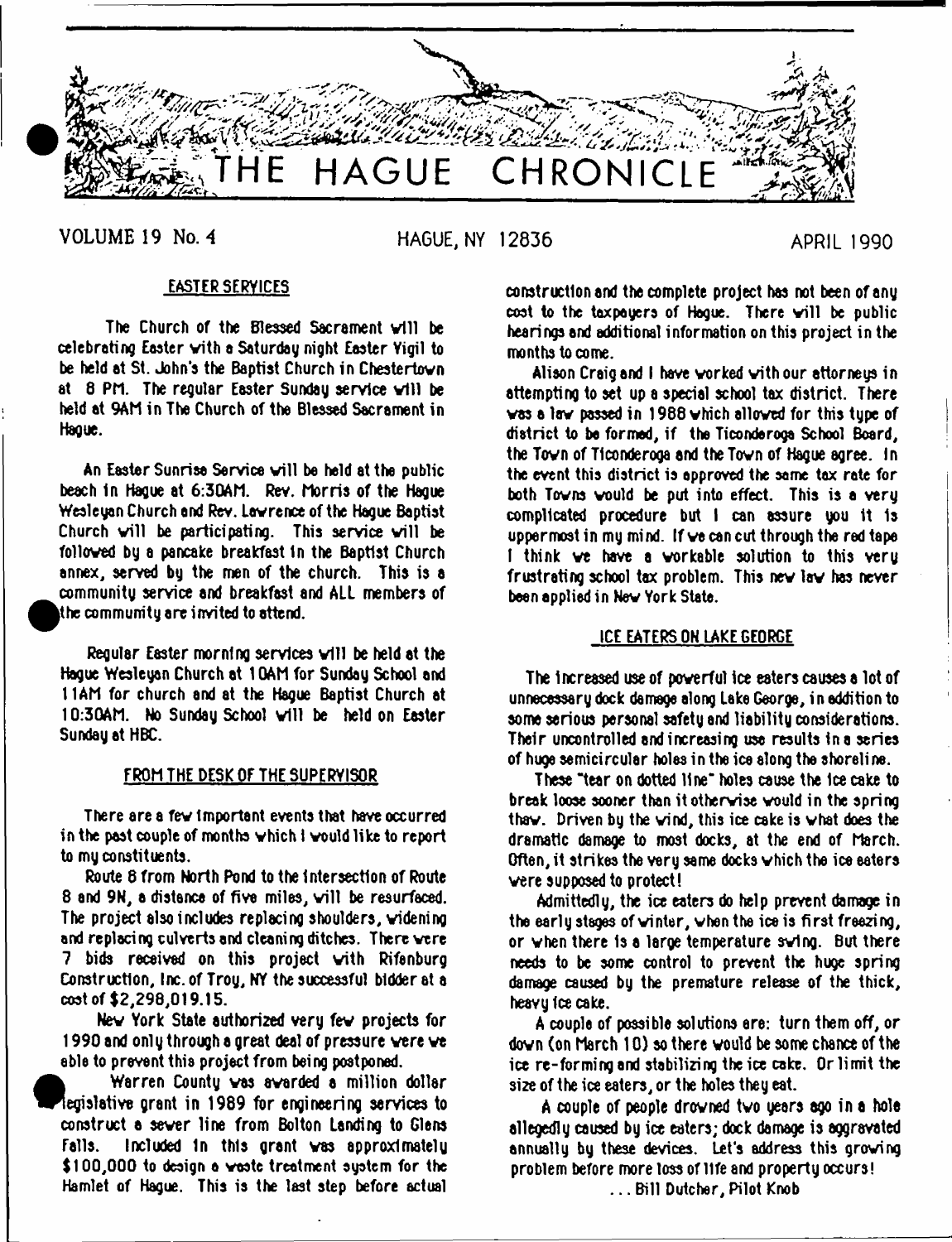# THE HAGUE CHRONICLE

VOLUME 19 No. 4 HAGUE, NY 12836 APRIL 1990

## EASTER SERVICES

The Church of the Blessed Sacrament will be celebrating Easter with a Saturday night Easter Vigil to be held at St. John's the Baptist Church in Chestertown at 8 PM. The regular Easter Sunday service will be held at 9AM in The Church of the Blessed Sacrament in Hague.

An Easter Sunrise Service will be held at the public beach in Hague at 6:30AM. Rev. Morris of the Hague Wesleyan Church and Rev. Lawrence of the Hague Baptist Church will be participating. This service will be followed by a pancake breakfast in the Baptist Church annex, served by the men of the church. This is a community service and breakfast and ALL members of the community are invited to attend.

Regular Easter morning services will be held at the Hague Wesleyan Church at 10AM for Sunday School and 11AM for church and at the Hague Baptist Church at 10:30AM. No Sunday School will be held on Easter Sunday at HBC.

## FROM THE DESK OF THE SUPERVISOR

There are a few important events that have occurred in the past couple of months which I would like to report to my constituents.

Route 8 from North Pond to the intersection of Route 8 and 9N, a distance of five miles, will be resurfaced. The project also includes replacing shoulders, widening and replacing culverts and cleaning ditches. There were 7 bids received on this project with Rifenburg Construction, Inc. of Troy, NY the successful bidder at a cost of $2,298,019.15.

New York State authorized very few projects for 1990 and only through a great deal of pressure were we able to prevent this project from being postponed.

Warren County was awarded a million dollar legislative grant in 1989 for engineering services to construct a sewer line from Bolton Landing to Glens Falls. Included in this grant was approximately $100,000 to design a waste treatment system for the Hamlet of Hague. This is the last step before actual construction and the complete project has not been of any cost to the taxpayers of Hague. There will be public hearings and additional information on this project in the months to come.

Alison Craig and I have worked with our attorneys in attempting to set up a special school tax district. There was a law passed in 1988 which allowed for this type of district to be formed, if the Ticonderoga School Board, the Town of Ticonderoga and the Town of Hague agree. In the event this district is approved the same tax rate for both Towns would be put into effect. This is a very complicated procedure but I can assure you it is uppermost in my mind. If we can cut through the red tape I think we have a workable solution to this very frustrating school tax problem. This new law has never been applied in New York State.

## ICE EATERS ON LAKE GEORGE

The increased use of powerful ice eaters causes a lot of unnecessary dock damage along Lake George, in addition to some serious personal safety and liability considerations. Their uncontrolled and increasing use results in a series of huge semicircular holes in the ice along the shoreline.

These "tear on dotted line" holes cause the ice cake to break loose sooner than it otherwise would in the spring thaw. Driven by the wind, this ice cake is what does the dramatic damage to most docks, at the end of March. Often, it strikes the very same docks which the ice eaters were supposed to protect!

Admittedly, the ice eaters do help prevent damage in the early stages of winter, when the ice is first freezing, or when there is a large temperature swing. But there needs to be some control to prevent the huge spring damage caused by the premature release of the thick, heavy ice cake.

A couple of possible solutions are: turn them off, or down (on March 10) so there would be some chance of the ice re-forming and stabilizing the ice cake. Or limit the size of the ice eaters, or the holes they eat.

A couple of people drowned two years ago in a hole allegedly caused by ice eaters; dock damage is aggravated annually by these devices. Let's address this growing problem before more loss of life and property occurs!

... Bill Dutcher, Pilot Knob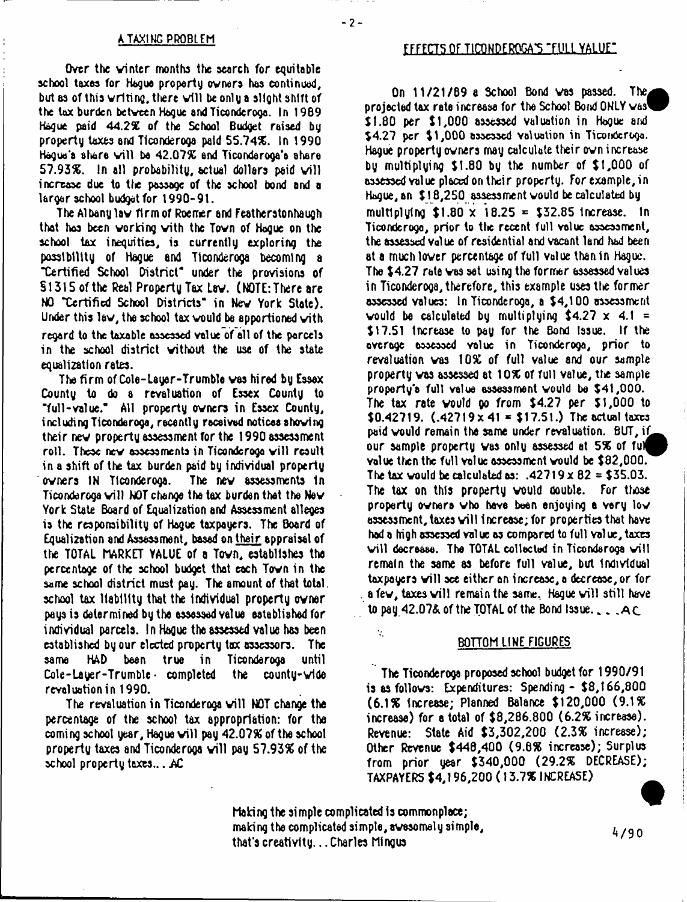## A TAXING PROBLEM

Over the winter months the search for equitable school taxes for Hague property owners has continued, but as of this writing, there will be only a slight shift of the tax burden between Hague and Ticonderoga. In 1989 Hague paid 44.2% of the School Budget raised by property taxes and Ticonderoga paid 55.74%. In 1990 Hague's share will be 42.07% and Ticonderoga's share 57.93%. In all probability, actual dollars paid will increase due to the passage of the school bond and a larger school budget for 1990-91.

The Albany law firm of Roemer and Featherstonhaugh that has been working with the Town of Hague on the school tax inequities, is currently exploring the possibility of Hague and Ticonderoga becoming a "Certified School District" under the provisions of §1315 of the Real Property Tax Law. (NOTE: There are NO "Certified School Districts" in New York State). Under this law, the school tax would be apportioned with regard to the taxable assessed value of all of the parcels in the school district without the use of the state equalization rates.

The firm of Cole-Layer-Trumble was hired by Essex County to do a revaluation of Essex County to "full-value." All property owners in Essex County, including Ticonderoga, recently received notices showing their new property assessment for the 1990 assessment roll. These new assessments in Ticonderoga will result in a shift of the tax burden paid by individual property owners IN Ticonderoga. The new assessments in Ticonderoga will NOT change the tax burden that the New York State Board of Equalization and Assessment alleges is the responsibility of Hague taxpayers. The Board of Equalization and Assessment, based on their appraisal of the TOTAL MARKET VALUE of a Town, establishes the percentage of the school budget that each Town in the same school district must pay. The amount of that total school tax liability that the individual property owner pays is determined by the assessed value established for individual parcels. In Hague the assessed value has been established by our elected property tax assessors. The same HAD been true in Ticonderoga until Cole-Layer-Trumble completed the county-wide revaluation in 1990.

The revaluation in Ticonderoga will NOT change the percentage of the school tax appropriation: for the coming school year, Hague will pay 42.07% of the school property taxes and Ticonderoga will pay 57.93% of the school property taxes... AC

## EFFECTS OF TICONDEROGA'S "FULL VALUE"

On 11/21/89 a School Bond was passed. The projected tax rate increase for the School Bond ONLY was $1.80 per $1,000 assessed valuation in Hague and $4.27 per $1,000 assessed valuation in Ticonderoga. Hague property owners may calculate their own increase by multiplying $1.80 by the number of $1,000 of assessed value placed on their property. For example, in Hague, an $18,250 assessment would be calculated by multiplying $1.80 x 18.25 = $32.85 increase. In Ticonderoga, prior to the recent full value assessment, the assessed value of residential and vacant land had been at a much lower percentage of full value than in Hague. The $4.27 rate was set using the former assessed values in Ticonderoga, therefore, this example uses the former assessed values: In Ticonderoga, a $4,100 assessment would be calculated by multiplying $4.27 x 4.1 = $17.51 increase to pay for the Bond Issue. If the average assessed value in Ticonderoga, prior to revaluation was 10% of full value and our sample property was assessed at 10% of full value, the sample property's full value assessment would be $41,000. The tax rate would go from $4.27 per $1,000 to $0.42719. (.42719 x 41 = $17.51.) The actual taxes paid would remain the same under revaluation. BUT, if our sample property was only assessed at 5% of full value then the full value assessment would be $82,000. The tax would be calculated as: .42719 x 82 = $35.03. The tax on this property would double. For those property owners who have been enjoying a very low assessment, taxes will increase; for properties that have had a high assessed value as compared to full value, taxes will decrease. The TOTAL collected in Ticonderoga will remain the same as before full value, but individual taxpayers will see either an increase, a decrease, or for a few, taxes will remain the same. Hague will still have to pay 42.07% of the TOTAL of the Bond Issue. . . . AC

## BOTTOM LINE FIGURES

The Ticonderoga proposed school budget for 1990/91 is as follows: Expenditures: Spending - $8,166,800 (6.1% increase; Planned Balance $120,000 (9.1% increase) for a total of $8,286.800 (6.2% increase). Revenue: State Aid $3,302,200 (2.3% increase); Other Revenue $448,400 (9.8% increase); Surplus from prior year $340,000 (29.2% DECREASE); TAXPAYERS $4,196,200 (13.7% INCREASE)

Making the simple complicated is commonplace;
making the complicated simple, awesomely simple,
that's creativity... Charles Mingus

4/90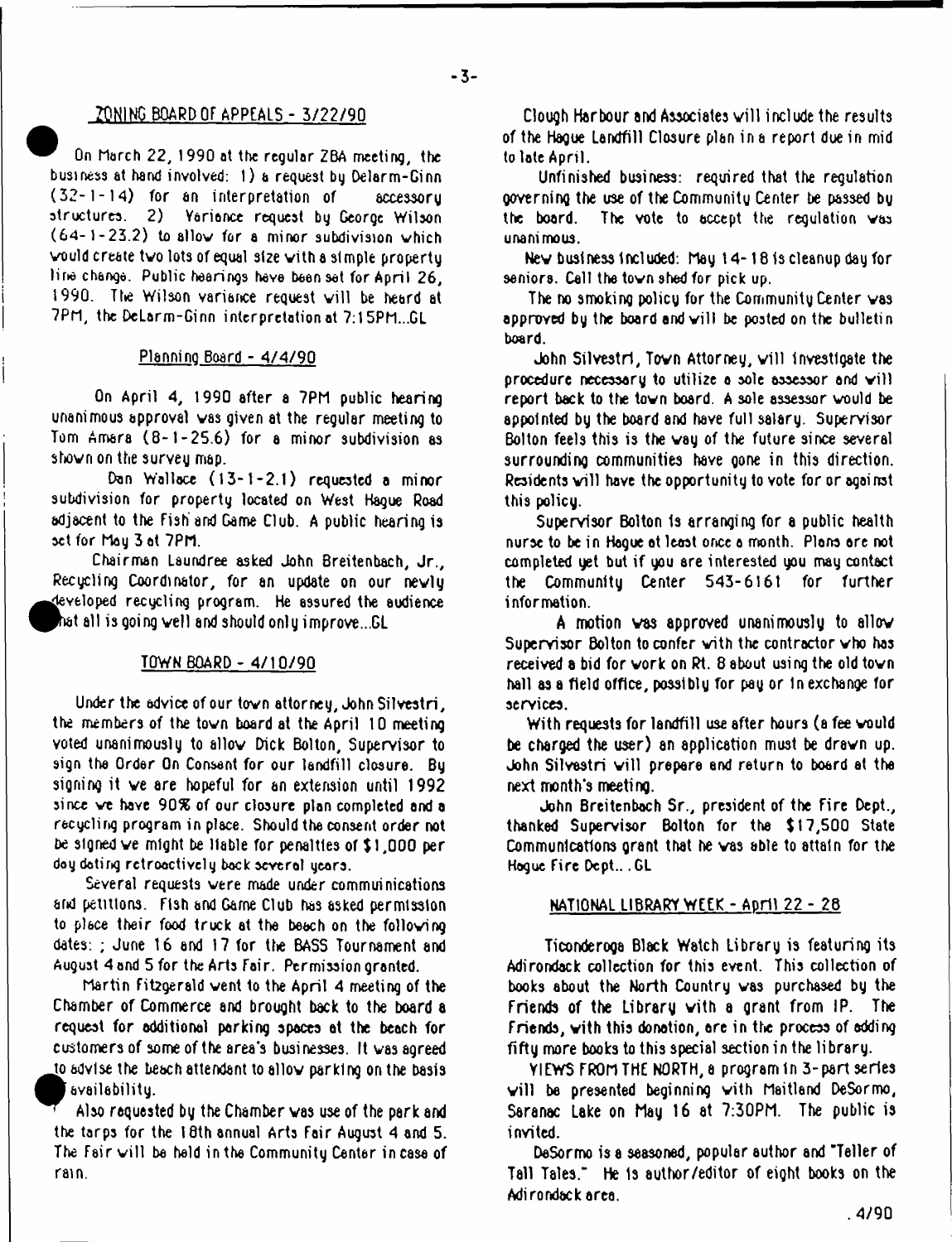## ZONING BOARD OF APPEALS - 3/22/90

On March 22, 1990 at the regular ZBA meeting, the business at hand involved: 1) a request by Delarm-Ginn (32-1-14) for an interpretation of accessory structures. 2) Variance request by George Wilson (64-1-23.2) to allow for a minor subdivision which would create two lots of equal size with a simple property line change. Public hearings have been set for April 26, 1990. The Wilson variance request will be heard at 7PM, the DeLarm-Ginn interpretation at 7:15PM...GL

## Planning Board - 4/4/90

On April 4, 1990 after a 7PM public hearing unanimous approval was given at the regular meeting to Tom Amara (8-1-25.6) for a minor subdivision as shown on the survey map.

Dan Wallace (13-1-2.1) requested a minor subdivision for property located on West Hague Road adjacent to the Fish and Game Club. A public hearing is set for May 3 at 7PM.

Chairman Laundree asked John Breitenbach, Jr., Recycling Coordinator, for an update on our newly developed recycling program. He assured the audience that all is going well and should only improve...GL

## TOWN BOARD - 4/10/90

Under the advice of our town attorney, John Silvestri, the members of the town board at the April 10 meeting voted unanimously to allow Dick Bolton, Supervisor to sign the Order On Consent for our landfill closure. By signing it we are hopeful for an extension until 1992 since we have 90% of our closure plan completed and a recycling program in place. Should the consent order not be signed we might be liable for penalties of $1,000 per day dating retroactively back several years.

Several requests were made under communications and petitions. Fish and Game Club has asked permission to place their food truck at the beach on the following dates: ; June 16 and 17 for the BASS Tournament and August 4 and 5 for the Arts Fair. Permission granted.

Martin Fitzgerald went to the April 4 meeting of the Chamber of Commerce and brought back to the board a request for additional parking spaces at the beach for customers of some of the area's businesses. It was agreed to advise the beach attendant to allow parking on the basis of availability.

Also requested by the Chamber was use of the park and the tarps for the 18th annual Arts Fair August 4 and 5. The Fair will be held in the Community Center in case of rain.

Clough Harbour and Associates will include the results of the Hague Landfill Closure plan in a report due in mid to late April.

Unfinished business: required that the regulation governing the use of the Community Center be passed by the board. The vote to accept the regulation was unanimous.

New business included: May 14-18 is cleanup day for seniors. Call the town shed for pick up.

The no smoking policy for the Community Center was approved by the board and will be posted on the bulletin board.

John Silvestri, Town Attorney, will investigate the procedure necessary to utilize a sole assessor and will report back to the town board. A sole assessor would be appointed by the board and have full salary. Supervisor Bolton feels this is the way of the future since several surrounding communities have gone in this direction. Residents will have the opportunity to vote for or against this policy.

Supervisor Bolton is arranging for a public health nurse to be in Hague at least once a month. Plans are not completed yet but if you are interested you may contact the Community Center 543-6161 for further information.

A motion was approved unanimously to allow Supervisor Bolton to confer with the contractor who has received a bid for work on Rt. 8 about using the old town hall as a field office, possibly for pay or in exchange for services.

With requests for landfill use after hours (a fee would be charged the user) an application must be drawn up. John Silvestri will prepare and return to board at the next month's meeting.

John Breitenbach Sr., president of the Fire Dept., thanked Supervisor Bolton for the $17,500 State Communications grant that he was able to attain for the Hague Fire Dept.. . GL

## NATIONAL LIBRARY WEEK - April 22 - 28

Ticonderoga Black Watch Library is featuring its Adirondack collection for this event. This collection of books about the North Country was purchased by the Friends of the Library with a grant from IP. The Friends, with this donation, are in the process of adding fifty more books to this special section in the library.

VIEWS FROM THE NORTH, a program in 3-part series will be presented beginning with Maitland DeSormo, Saranac Lake on May 16 at 7:30PM. The public is invited.

DeSormo is a seasoned, popular author and "Teller of Tall Tales." He is author/editor of eight books on the Adirondack area.

.4/90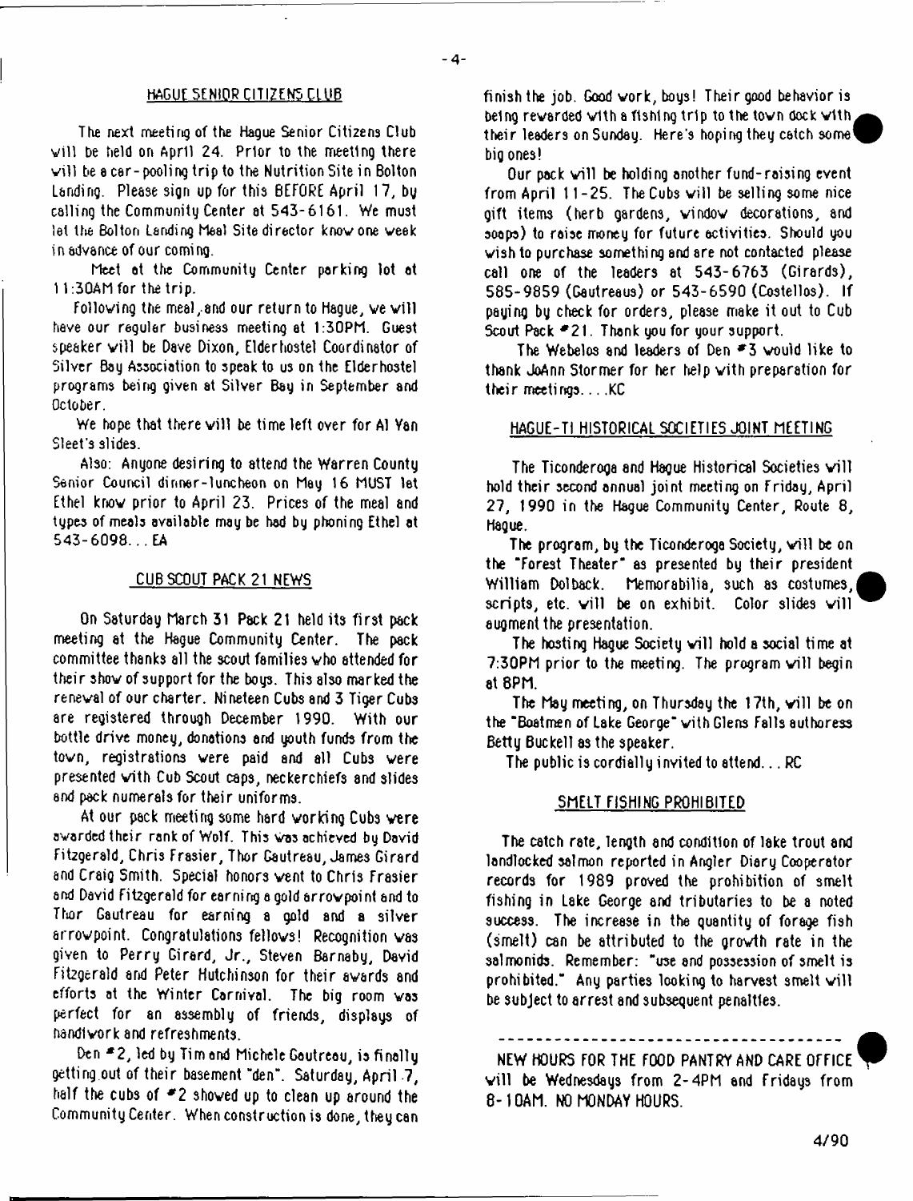## HAGUE SENIOR CITIZENS CLUB

The next meeting of the Hague Senior Citizens Club will be held on April 24. Prior to the meeting there will be a car-pooling trip to the Nutrition Site in Bolton Landing. Please sign up for this BEFORE April 17, by calling the Community Center at 543-6161. We must let the Bolton Landing Meal Site director know one week in advance of our coming.

Meet at the Community Center parking lot at 11:30AM for the trip.

Following the meal, and our return to Hague, we will have our regular business meeting at 1:30PM. Guest speaker will be Dave Dixon, Elderhostel Coordinator of Silver Bay Association to speak to us on the Elderhostel programs being given at Silver Bay in September and October.

We hope that there will be time left over for Al Van Sleet's slides.

Also: Anyone desiring to attend the Warren County Senior Council dinner-luncheon on May 16 MUST let Ethel know prior to April 23. Prices of the meal and types of meals available may be had by phoning Ethel at 543-6098... EA

## CUB SCOUT PACK 21 NEWS

On Saturday March 31 Pack 21 held its first pack meeting at the Hague Community Center. The pack committee thanks all the scout families who attended for their show of support for the boys. This also marked the renewal of our charter. Nineteen Cubs and 3 Tiger Cubs are registered through December 1990. With our bottle drive money, donations and youth funds from the town, registrations were paid and all Cubs were presented with Cub Scout caps, neckerchiefs and slides and pack numerals for their uniforms.

At our pack meeting some hard working Cubs were awarded their rank of Wolf. This was achieved by David Fitzgerald, Chris Frasier, Thor Gautreau, James Girard and Craig Smith. Special honors went to Chris Frasier and David Fitzgerald for earning a gold arrowpoint and to Thor Gautreau for earning a gold and a silver arrowpoint. Congratulations fellows! Recognition was given to Perry Girard, Jr., Steven Barnaby, David Fitzgerald and Peter Hutchinson for their awards and efforts at the Winter Carnival. The big room was perfect for an assembly of friends, displays of handiwork and refreshments.

Den #2, led by Tim and Michele Gautreau, is finally getting out of their basement "den". Saturday, April 7, half the cubs of #2 showed up to clean up around the Community Center. When construction is done, they can finish the job. Good work, boys! Their good behavior is being rewarded with a fishing trip to the town dock with their leaders on Sunday. Here's hoping they catch some big ones!

Our pack will be holding another fund-raising event from April 11-25. The Cubs will be selling some nice gift items (herb gardens, window decorations, and soaps) to raise money for future activities. Should you wish to purchase something and are not contacted please call one of the leaders at 543-6763 (Girards), 585-9859 (Gautreaus) or 543-6590 (Costellos). If paying by check for orders, please make it out to Cub Scout Pack #21. Thank you for your support.

The Webelos and leaders of Den #3 would like to thank JoAnn Stormer for her help with preparation for their meetings....KC

## HAGUE-TI HISTORICAL SOCIETIES JOINT MEETING

The Ticonderoga and Hague Historical Societies will hold their second annual joint meeting on Friday, April 27, 1990 in the Hague Community Center, Route 8, Hague.

The program, by the Ticonderoga Society, will be on the "Forest Theater" as presented by their president William Dolback. Memorabilia, such as costumes, scripts, etc. will be on exhibit. Color slides will augment the presentation.

The hosting Hague Society will hold a social time at 7:30PM prior to the meeting. The program will begin at 8PM.

The May meeting, on Thursday the 17th, will be on the "Boatmen of Lake George" with Glens Falls authoress Betty Buckell as the speaker.

The public is cordially invited to attend... RC

## SMELT FISHING PROHIBITED

The catch rate, length and condition of lake trout and landlocked salmon reported in Angler Diary Cooperator records for 1989 proved the prohibition of smelt fishing in Lake George and tributaries to be a noted success. The increase in the quantity of forage fish (smelt) can be attributed to the growth rate in the salmonids. Remember: "use and possession of smelt is prohibited." Any parties looking to harvest smelt will be subject to arrest and subsequent penalties.

---

NEW HOURS FOR THE FOOD PANTRY AND CARE OFFICE will be Wednesdays from 2-4PM and Fridays from 8-10AM. NO MONDAY HOURS.

4/90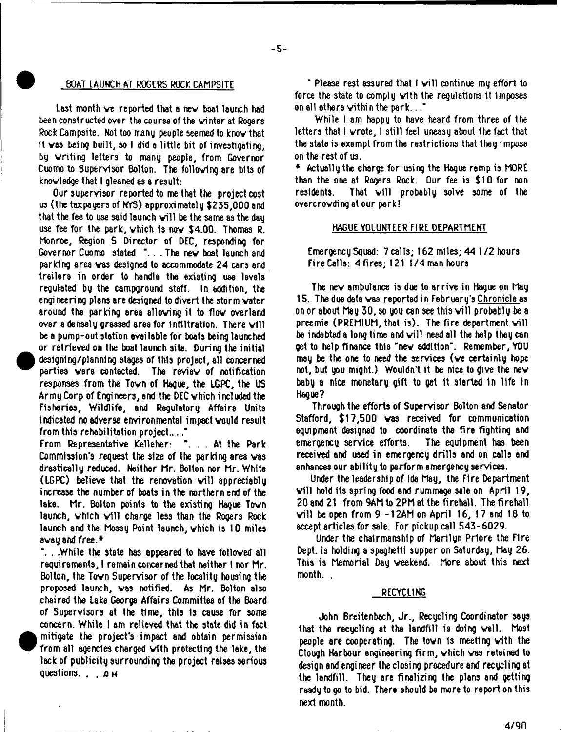## BOAT LAUNCH AT ROGERS ROCK CAMPSITE

Last month we reported that a new boat launch had been constructed over the course of the winter at Rogers Rock Campsite. Not too many people seemed to know that it was being built, so I did a little bit of investigating, by writing letters to many people, from Governor Cuomo to Supervisor Bolton. The following are bits of knowledge that I gleaned as a result:

Our supervisor reported to me that the project cost us (the taxpayers of NYS) approximately $235,000 and that the fee to use said launch will be the same as the day use fee for the park, which is now $4.00. Thomas R. Monroe, Region 5 Director of DEC, responding for Governor Cuomo stated "... The new boat launch and parking area was designed to accommodate 24 cars and trailers in order to handle the existing use levels regulated by the campground staff. In addition, the engineering plans are designed to divert the storm water around the parking area allowing it to flow overland over a densely grassed area for infiltration. There will be a pump-out station available for boats being launched or retrieved on the boat launch site. During the initial designing/planning stages of this project, all concerned parties were contacted. The review of notification responses from the Town of Hague, the LGPC, the US Army Corp of Engineers, and the DEC which included the Fisheries, Wildlife, and Regulatory Affairs Units indicated no adverse environmental impact would result from this rehabilitation project...."

From Representative Kelleher: "... At the Park Commission's request the size of the parking area was drastically reduced. Neither Mr. Bolton nor Mr. White (LGPC) believe that the renovation will appreciably increase the number of boats in the northern end of the lake. Mr. Bolton points to the existing Hague Town launch, which will charge less than the Rogers Rock launch and the Mossy Point launch, which is 10 miles away and free.*

"...While the state has appeared to have followed all requirements, I remain concerned that neither I nor Mr. Bolton, the Town Supervisor of the locality housing the proposed launch, was notified. As Mr. Bolton also chaired the Lake George Affairs Committee of the Board of Supervisors at the time, this is cause for some concern. While I am relieved that the state did in fact mitigate the project's impact and obtain permission from all agencies charged with protecting the lake, the lack of publicity surrounding the project raises serious questions. . . ΔH

" Please rest assured that I will continue my effort to force the state to comply with the regulations it imposes on all others within the park..."

While I am happy to have heard from three of the letters that I wrote, I still feel uneasy about the fact that the state is exempt from the restrictions that they impose on the rest of us.

* Actually the charge for using the Hague ramp is MORE than the one at Rogers Rock. Our fee is $10 for non residents. That will probably solve some of the overcrowding at our park!

## HAGUE VOLUNTEER FIRE DEPARTMENT

Emergency Squad: 7 calls; 162 miles; 44 1/2 hours
Fire Calls: 4 fires; 121 1/4 man hours

The new ambulance is due to arrive in Hague on May 15. The due date was reported in February's Chronicle as on or about May 30, so you can see this will probably be a preemie (PREMIUM, that is). The fire department will be indebted a long time and will need all the help they can get to help finance this "new addition". Remember, YOU may be the one to need the services (we certainly hope not, but you might.) Wouldn't it be nice to give the new baby a nice monetary gift to get it started in life in Hague?

Through the efforts of Supervisor Bolton and Senator Stafford, $17,500 was received for communication equipment designed to coordinate the fire fighting and emergency service efforts. The equipment has been received and used in emergency drills and on calls and enhances our ability to perform emergency services.

Under the leadership of Ida May, the Fire Department will hold its spring food and rummage sale on April 19, 20 and 21 from 9AM to 2PM at the firehall. The firehall will be open from 9 -12AM on April 16, 17 and 18 to accept articles for sale. For pickup call 543-6029.

Under the chairmanship of Marilyn Priore the Fire Dept. is holding a spaghetti supper on Saturday, May 26. This is Memorial Day weekend. More about this next month.

## RECYCLING

John Breitenbach, Jr., Recycling Coordinator says that the recycling at the landfill is doing well. Most people are cooperating. The town is meeting with the Clough Harbour engineering firm, which was retained to design and engineer the closing procedure and recycling at the landfill. They are finalizing the plans and getting ready to go to bid. There should be more to report on this next month.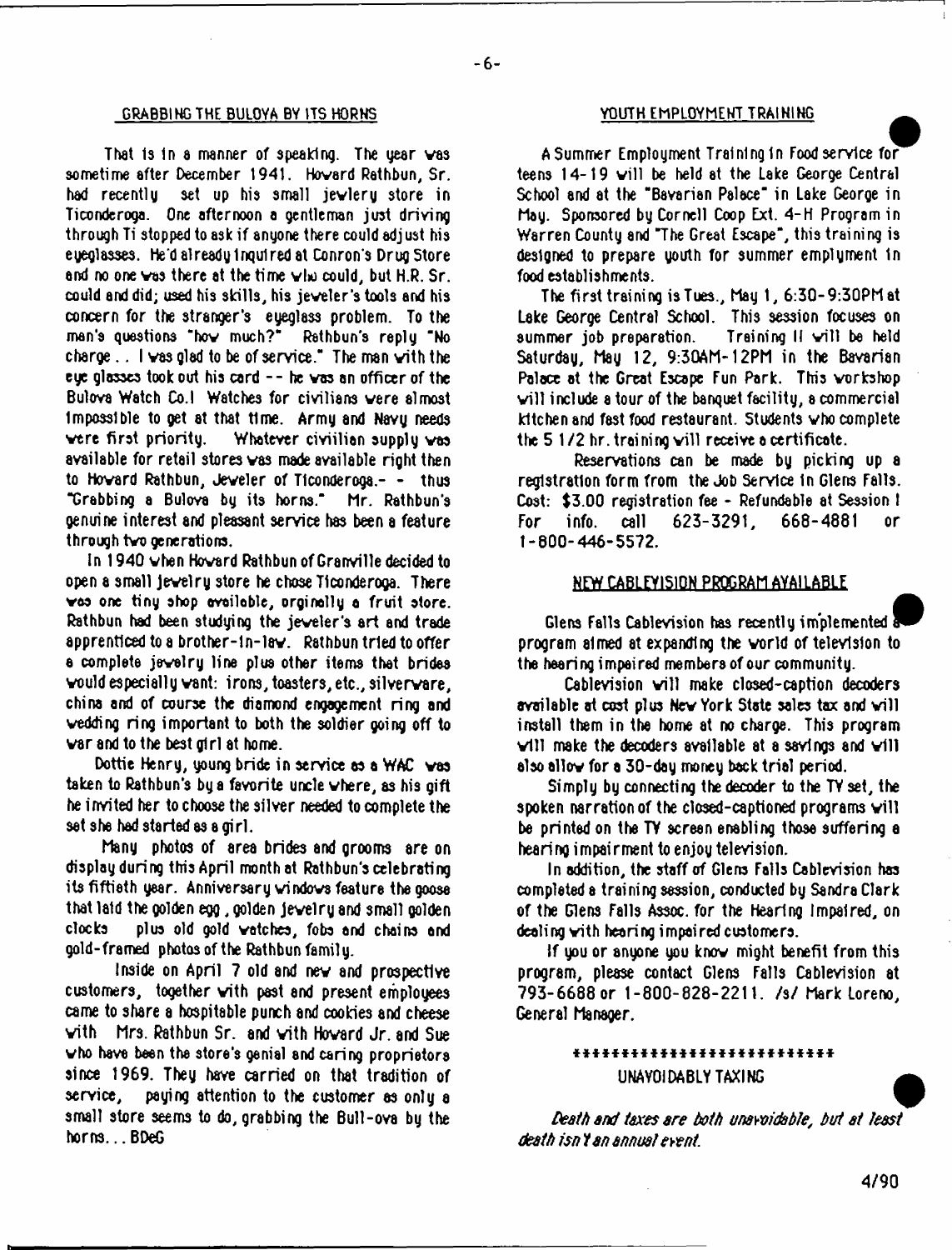## GRABBING THE BULOVA BY ITS HORNS

That is in a manner of speaking. The year was sometime after December 1941. Howard Rathbun, Sr. had recently set up his small jewlery store in Ticonderoga. One afternoon a gentleman just driving through Ti stopped to ask if anyone there could adjust his eyeglasses. He'd already inquired at Conron's Drug Store and no one was there at the time who could, but H.R. Sr. could and did; used his skills, his jeweler's tools and his concern for the stranger's eyeglass problem. To the man's questions "how much?" Rathbun's reply "No charge . . I was glad to be of service." The man with the eye glasses took out his card -- he was an officer of the Bulova Watch Co.! Watches for civilians were almost impossible to get at that time. Army and Navy needs were first priority. Whatever civiilian supply was available for retail stores was made available right then to Howard Rathbun, Jeweler of Ticonderoga.- - thus "Grabbing a Bulova by its horns." Mr. Rathbun's genuine interest and pleasant service has been a feature through two generations.

In 1940 when Howard Rathbun of Granville decided to open a small jewelry store he chose Ticonderoga. There was one tiny shop available, orginally a fruit store. Rathbun had been studying the jeweler's art and trade apprenticed to a brother-in-law. Rathbun tried to offer a complete jewelry line plus other items that brides would especially want: irons, toasters, etc., silverware, china and of course the diamond engagement ring and wedding ring important to both the soldier going off to war and to the best girl at home.

Dottie Henry, young bride in service as a WAC was taken to Rathbun's by a favorite uncle where, as his gift he invited her to choose the silver needed to complete the set she had started as a girl.

Many photos of area brides and grooms are on display during this April month at Rathbun's celebrating its fiftieth year. Anniversary windows feature the goose that laid the golden egg, golden jewelry and small golden clocks plus old gold watches, fobs and chains and gold-framed photos of the Rathbun family.

Inside on April 7 old and new and prospective customers, together with past and present employees came to share a hospitable punch and cookies and cheese with Mrs. Rathbun Sr. and with Howard Jr. and Sue who have been the store's genial and caring proprietors since 1969. They have carried on that tradition of service, paying attention to the customer as only a small store seems to do, grabbing the Bull-ova by the horns... BDeG

## YOUTH EMPLOYMENT TRAINING

A Summer Employment Training in Food service for teens 14-19 will be held at the Lake George Central School and at the "Bavarian Palace" in Lake George in May. Sponsored by Cornell Coop Ext. 4-H Program in Warren County and "The Great Escape", this training is designed to prepare youth for summer emplyment in food establishments.

The first training is Tues., May 1, 6:30-9:30PM at Lake George Central School. This session focuses on summer job preparation. Training II will be held Saturday, May 12, 9:30AM-12PM in the Bavarian Palace at the Great Escape Fun Park. This workshop will include a tour of the banquet facility, a commercial kitchen and fast food restaurant. Students who complete the 5 1/2 hr. training will receive a certificate.

Reservations can be made by picking up a registration form from the Job Service in Glens Falls. Cost: $3.00 registration fee - Refundable at Session I For info. call 623-3291, 668-4881 or 1-800-446-5572.

## NEW CABLEVISION PROGRAM AVAILABLE

Glens Falls Cablevision has recently implemented a program aimed at expanding the world of television to the hearing impaired members of our community.

Cablevision will make closed-caption decoders available at cost plus New York State sales tax and will install them in the home at no charge. This program will make the decoders available at a savings and will also allow for a 30-day money back trial period.

Simply by connecting the decoder to the TV set, the spoken narration of the closed-captioned programs will be printed on the TV screen enabling those suffering a hearing impairment to enjoy television.

In addition, the staff of Glens Falls Cablevision has completed a training session, conducted by Sandra Clark of the Glens Falls Assoc. for the Hearing Impaired, on dealing with hearing impaired customers.

If you or anyone you know might benefit from this program, please contact Glens Falls Cablevision at 793-6688 or 1-800-828-2211. /s/ Mark Loreno, General Manager.

***************************

UNAVOIDABLY TAXING

*Death and taxes are both unavoidable, but at least death isn't an annual event.*

4/90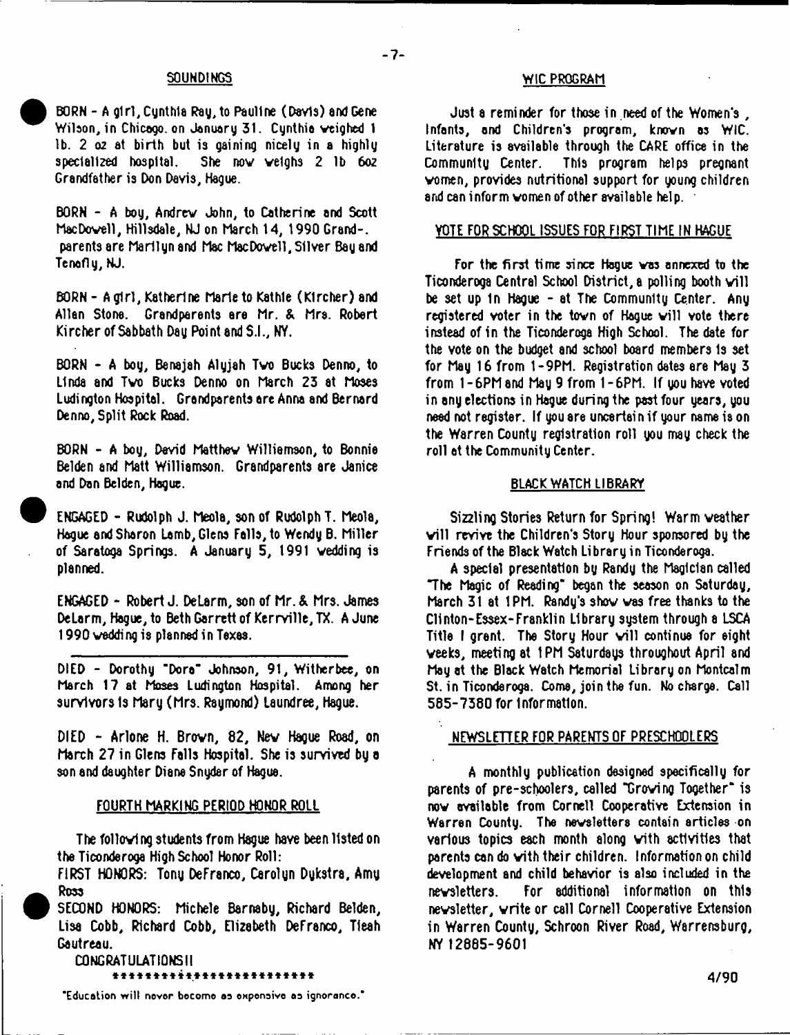## SOUNDINGS

BORN - A girl, Cynthia Ray, to Pauline (Davis) and Gene Wilson, in Chicago. on January 31. Cynthia weighed 1 lb. 2 oz at birth but is gaining nicely in a highly specialized hospital. She now weighs 2 lb 6oz Grandfather is Don Davis, Hague.

BORN - A boy, Andrew John, to Catherine and Scott MacDowell, Hillsdale, NJ on March 14, 1990 Grand-. parents are Marilyn and Mac MacDowell, Silver Bay and Tenafly, NJ.

BORN - A girl, Katherine Marie to Kathie (Kircher) and Allan Stone. Grandparents are Mr. & Mrs. Robert Kircher of Sabbath Day Point and S.I., NY.

BORN - A boy, Benajah Alyjah Two Bucks Denno, to Linda and Two Bucks Denno on March 23 at Moses Ludington Hospital. Grandparents are Anna and Bernard Denno, Split Rock Road.

BORN - A boy, David Matthew Williamson, to Bonnie Belden and Matt Williamson. Grandparents are Janice and Dan Belden, Hague.

ENGAGED - Rudolph J. Meola, son of Rudolph T. Meola, Hague and Sharon Lamb, Glens Falls, to Wendy B. Miller of Saratoga Springs. A January 5, 1991 wedding is planned.

ENGAGED - Robert J. DeLarm, son of Mr. & Mrs. James DeLarm, Hague, to Beth Garrett of Kerrville, TX. A June 1990 wedding is planned in Texas.

---

DIED - Dorothy "Dora" Johnson, 91, Witherbee, on March 17 at Moses Ludington Hospital. Among her survivors is Mary (Mrs. Raymond) Laundree, Hague.

DIED - Arlone H. Brown, 82, New Hague Road, on March 27 in Glens Falls Hospital. She is survived by a son and daughter Diane Snyder of Hague.

## FOURTH MARKING PERIOD HONOR ROLL

The following students from Hague have been listed on the Ticonderoga High School Honor Roll:

FIRST HONORS: Tony DeFranco, Carolyn Dykstra, Amy Ross

SECOND HONORS: Michele Barnaby, Richard Belden, Lisa Cobb, Richard Cobb, Elizabeth DeFranco, Tieah Gautreau.

CONGRATULATIONS!!

*************************

"Education will never become as expensive as ignorance."

## WIC PROGRAM

Just a reminder for those in need of the Women's , Infants, and Children's program, known as WIC. Literature is available through the CARE office in the Community Center. This program helps pregnant women, provides nutritional support for young children and can inform women of other available help.

## VOTE FOR SCHOOL ISSUES FOR FIRST TIME IN HAGUE

For the first time since Hague was annexed to the Ticonderoga Central School District, a polling booth will be set up in Hague - at The Community Center. Any registered voter in the town of Hague will vote there instead of in the Ticonderoga High School. The date for the vote on the budget and school board members is set for May 16 from 1-9PM. Registration dates are May 3 from 1-6PM and May 9 from 1-6PM. If you have voted in any elections in Hague during the past four years, you need not register. If you are uncertain if your name is on the Warren County registration roll you may check the roll at the Community Center.

## BLACK WATCH LIBRARY

Sizzling Stories Return for Spring! Warm weather will revive the Children's Story Hour sponsored by the Friends of the Black Watch Library in Ticonderoga.

A special presentation by Randy the Magician called "The Magic of Reading" began the season on Saturday, March 31 at 1PM. Randy's show was free thanks to the Clinton-Essex-Franklin Library system through a LSCA Title I grant. The Story Hour will continue for eight weeks, meeting at 1PM Saturdays throughout April and May at the Black Watch Memorial Library on Montcalm St. in Ticonderoga. Come, join the fun. No charge. Call 585-7380 for information.

## NEWSLETTER FOR PARENTS OF PRESCHOOLERS

A monthly publication designed specifically for parents of pre-schoolers, called "Growing Together" is now available from Cornell Cooperative Extension in Warren County. The newsletters contain articles on various topics each month along with activities that parents can do with their children. Information on child development and child behavior is also included in the newsletters. For additional information on this newsletter, write or call Cornell Cooperative Extension in Warren County, Schroon River Road, Warrensburg, NY 12885-9601

4/90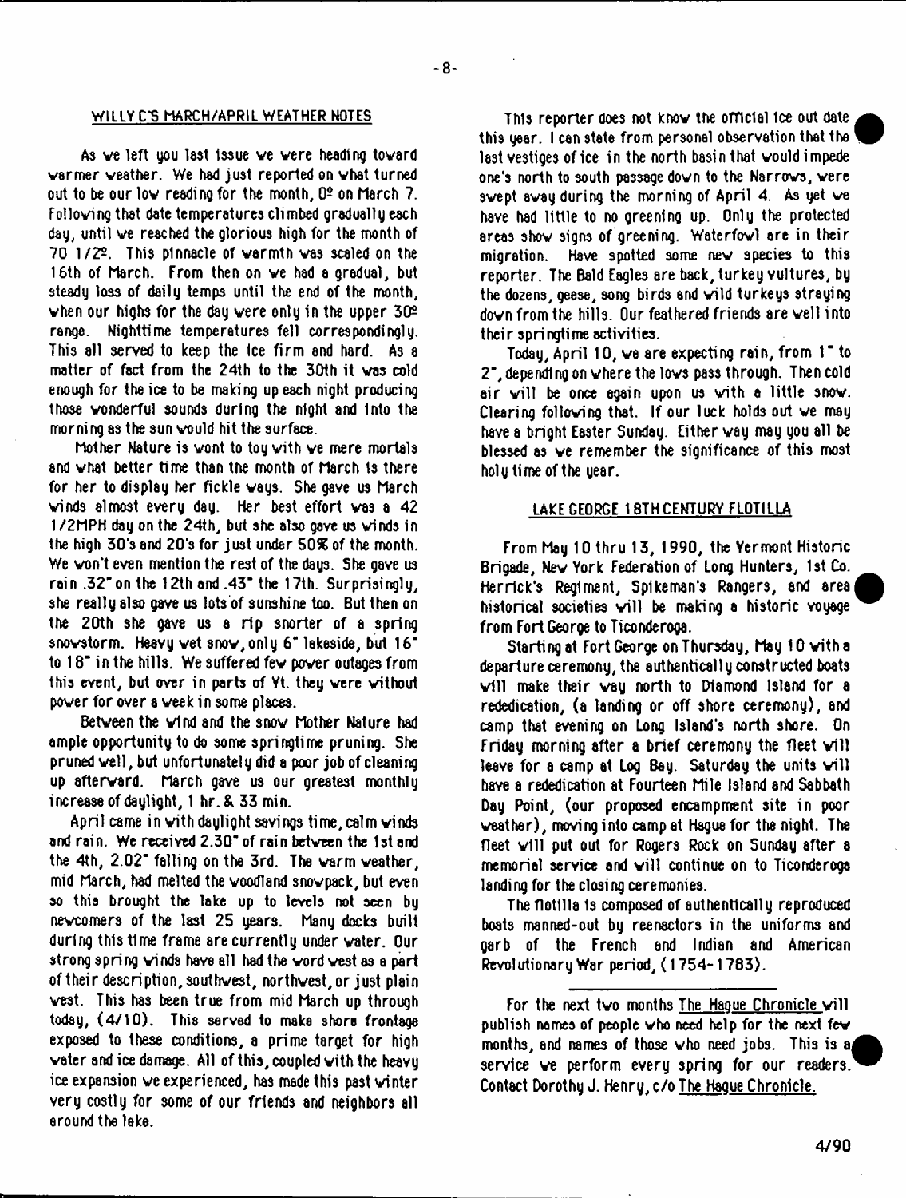## WILLY C'S MARCH/APRIL WEATHER NOTES

As we left you last issue we were heading toward warmer weather. We had just reported on what turned out to be our low reading for the month, 0º on March 7. Following that date temperatures climbed gradually each day, until we reached the glorious high for the month of 70 1/2º. This pinnacle of warmth was scaled on the 16th of March. From then on we had a gradual, but steady loss of daily temps until the end of the month, when our highs for the day were only in the upper 30º range. Nighttime temperatures fell correspondingly. This all served to keep the ice firm and hard. As a matter of fact from the 24th to the 30th it was cold enough for the ice to be making up each night producing those wonderful sounds during the night and into the morning as the sun would hit the surface.

Mother Nature is wont to toy with we mere mortals and what better time than the month of March is there for her to display her fickle ways. She gave us March winds almost every day. Her best effort was a 42 1/2MPH day on the 24th, but she also gave us winds in the high 30's and 20's for just under 50% of the month. We won't even mention the rest of the days. She gave us rain .32" on the 12th and .43" the 17th. Surprisingly, she really also gave us lots of sunshine too. But then on the 20th she gave us a rip snorter of a spring snowstorm. Heavy wet snow, only 6" lakeside, but 16" to 18" in the hills. We suffered few power outages from this event, but over in parts of Vt. they were without power for over a week in some places.

Between the wind and the snow Mother Nature had ample opportunity to do some springtime pruning. She pruned well, but unfortunately did a poor job of cleaning up afterward. March gave us our greatest monthly increase of daylight, 1 hr. & 33 min.

April came in with daylight savings time, calm winds and rain. We received 2.30" of rain between the 1st and the 4th, 2.02" falling on the 3rd. The warm weather, mid March, had melted the woodland snowpack, but even so this brought the lake up to levels not seen by newcomers of the last 25 years. Many docks built during this time frame are currently under water. Our strong spring winds have all had the word west as a part of their description, southwest, northwest, or just plain west. This has been true from mid March up through today, (4/10). This served to make shore frontage exposed to these conditions, a prime target for high water and ice damage. All of this, coupled with the heavy ice expansion we experienced, has made this past winter very costly for some of our friends and neighbors all around the lake.

This reporter does not know the official ice out date this year. I can state from personal observation that the last vestiges of ice in the north basin that would impede one's north to south passage down to the Narrows, were swept away during the morning of April 4. As yet we have had little to no greening up. Only the protected areas show signs of greening. Waterfowl are in their migration. Have spotted some new species to this reporter. The Bald Eagles are back, turkey vultures, by the dozens, geese, song birds and wild turkeys straying down from the hills. Our feathered friends are well into their springtime activities.

Today, April 10, we are expecting rain, from 1" to 2", depending on where the lows pass through. Then cold air will be once again upon us with a little snow. Clearing following that. If our luck holds out we may have a bright Easter Sunday. Either way may you all be blessed as we remember the significance of this most holy time of the year.

## LAKE GEORGE 18TH CENTURY FLOTILLA

From May 10 thru 13, 1990, the Vermont Historic Brigade, New York Federation of Long Hunters, 1st Co. Herrick's Regiment, Spikeman's Rangers, and area historical societies will be making a historic voyage from Fort George to Ticonderoga.

Starting at Fort George on Thursday, May 10 with a departure ceremony, the authentically constructed boats will make their way north to Diamond Island for a rededication, (a landing or off shore ceremony), and camp that evening on Long Island's north shore. On Friday morning after a brief ceremony the fleet will leave for a camp at Log Bay. Saturday the units will have a rededication at Fourteen Mile Island and Sabbath Day Point, (our proposed encampment site in poor weather), moving into camp at Hague for the night. The fleet will put out for Rogers Rock on Sunday after a memorial service and will continue on to Ticonderoga landing for the closing ceremonies.

The flotilla is composed of authentically reproduced boats manned-out by reenactors in the uniforms and garb of the French and Indian and American Revolutionary War period, (1754-1783).

---

For the next two months The Hague Chronicle will publish names of people who need help for the next few months, and names of those who need jobs. This is a service we perform every spring for our readers. Contact Dorothy J. Henry, c/o The Hague Chronicle.

4/90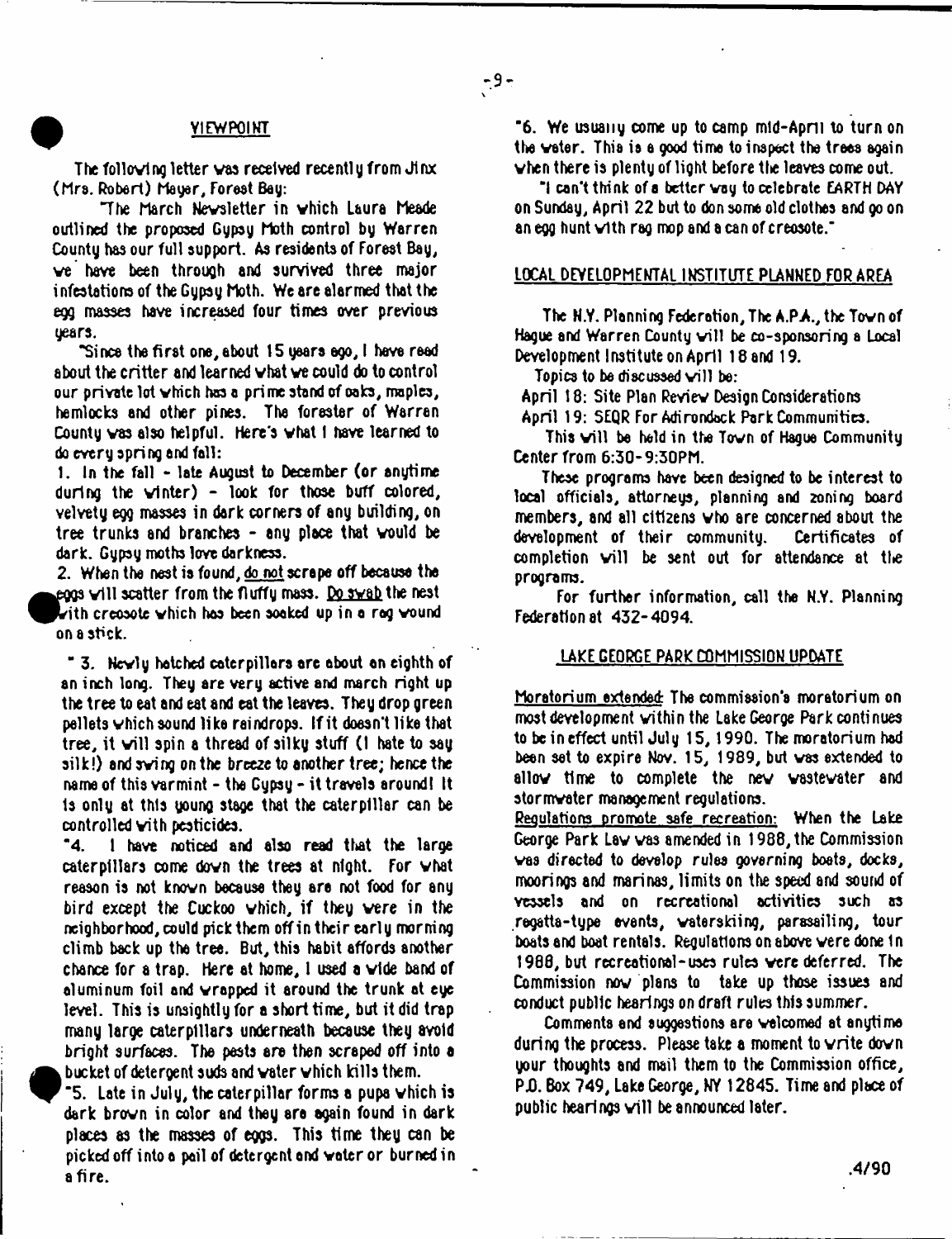## VIEWPOINT

The following letter was received recently from Jinx (Mrs. Robert) Mayer, Forest Bay:

"The March Newsletter in which Laura Meade outlined the proposed Gypsy Moth control by Warren County has our full support. As residents of Forest Bay, we have been through and survived three major infestations of the Gypsy Moth. We are alarmed that the egg masses have increased four times over previous years.

"Since the first one, about 15 years ago, I have read about the critter and learned what we could do to control our private lot which has a prime stand of oaks, maples, hemlocks and other pines. The forester of Warren County was also helpful. Here's what I have learned to do every spring and fall:

1. In the fall - late August to December (or anytime during the winter) - look for those buff colored, velvety egg masses in dark corners of any building, on tree trunks and branches - any place that would be dark. Gypsy moths love darkness.

2. When the nest is found, do not scrape off because the eggs will scatter from the fluffy mass. Do swab the nest with creosote which has been soaked up in a rag wound on a stick.

" 3. Newly hatched caterpillars are about an eighth of an inch long. They are very active and march right up the tree to eat and eat and eat the leaves. They drop green pellets which sound like raindrops. If it doesn't like that tree, it will spin a thread of silky stuff (I hate to say silk!) and swing on the breeze to another tree; hence the name of this varmint - the Gypsy - it travels around! It is only at this young stage that the caterpillar can be controlled with pesticides.

"4. I have noticed and also read that the large caterpillars come down the trees at night. For what reason is not known because they are not food for any bird except the Cuckoo which, if they were in the neighborhood, could pick them off in their early morning climb back up the tree. But, this habit affords another chance for a trap. Here at home, I used a wide band of aluminum foil and wrapped it around the trunk at eye level. This is unsightly for a short time, but it did trap many large caterpillars underneath because they avoid bright surfaces. The pests are then scraped off into a bucket of detergent suds and water which kills them.

"5. Late in July, the caterpillar forms a pupa which is dark brown in color and they are again found in dark places as the masses of eggs. This time they can be picked off into a pail of detergent and water or burned in a fire.

"6. We usually come up to camp mid-April to turn on the water. This is a good time to inspect the trees again when there is plenty of light before the leaves come out.

"I can't think of a better way to celebrate EARTH DAY on Sunday, April 22 but to don some old clothes and go on an egg hunt with rag mop and a can of creosote."

## LOCAL DEVELOPMENTAL INSTITUTE PLANNED FOR AREA

The N.Y. Planning Federation, The A.P.A., the Town of Hague and Warren County will be co-sponsoring a Local Development Institute on April 18 and 19.

Topics to be discussed will be:

April 18: Site Plan Review Design Considerations

April 19: SEQR For Adirondack Park Communities.

This will be held in the Town of Hague Community Center from 6:30-9:30PM.

These programs have been designed to be interest to local officials, attorneys, planning and zoning board members, and all citizens who are concerned about the development of their community. Certificates of completion will be sent out for attendance at the programs.

For further information, call the N.Y. Planning Federation at 432-4094.

## LAKE GEORGE PARK COMMISSION UPDATE

Moratorium extended: The commission's moratorium on most development within the Lake George Park continues to be in effect until July 15, 1990. The moratorium had been set to expire Nov. 15, 1989, but was extended to allow time to complete the new wastewater and stormwater management regulations.

Regulations promote safe recreation: When the Lake George Park Law was amended in 1988, the Commission was directed to develop rules governing boats, docks, moorings and marinas, limits on the speed and sound of vessels and on recreational activities such as regatta-type events, waterskiing, parasailing, tour boats and boat rentals. Regulations on above were done in 1988, but recreational-uses rules were deferred. The Commission now plans to take up those issues and conduct public hearings on draft rules this summer.

Comments and suggestions are welcomed at anytime during the process. Please take a moment to write down your thoughts and mail them to the Commission office, P.O. Box 749, Lake George, NY 12845. Time and place of public hearings will be announced later.

.4/90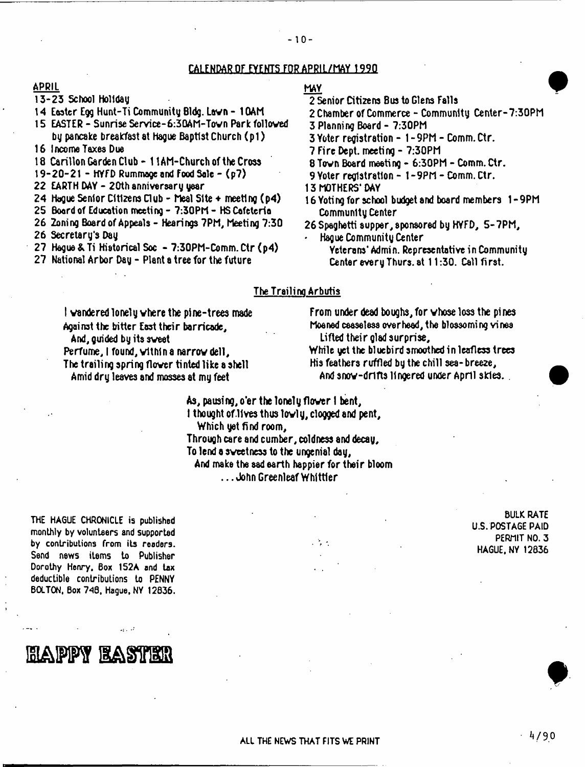## CALENDAR OF EVENTS FOR APRIL/MAY 1990

**APRIL**

13-23 School Holiday
14 Easter Egg Hunt-Ti Community Bldg. Lawn - 10AM
15 EASTER - Sunrise Service-6:30AM-Town Park followed by pancake breakfast at Hague Baptist Church (p1)
16 Income Taxes Due
18 Carillon Garden Club - 11AM-Church of the Cross
19-20-21 - HVFD Rummage and Food Sale - (p7)
22 EARTH DAY - 20th anniversary year
24 Hague Senior Citizens Club - Meal Site + meeting (p4)
25 Board of Education meeting - 7:30PM - HS Cafeteria
26 Zoning Board of Appeals - Hearings 7PM, Meeting 7:30
26 Secretary's Day
27 Hague & Ti Historical Soc - 7:30PM-Comm. Ctr (p4)
27 National Arbor Day - Plant a tree for the future

**MAY**

2 Senior Citizens Bus to Glens Falls
2 Chamber of Commerce - Community Center-7:30PM
3 Planning Board - 7:30PM
3 Voter registration - 1-9PM - Comm. Ctr.
7 Fire Dept. meeting - 7:30PM
8 Town Board meeting - 6:30PM - Comm. Ctr.
9 Voter registration - 1-9PM - Comm. Ctr.
13 MOTHERS' DAY
16 Voting for school budget and board members 1-9PM Community Center
26 Spaghetti supper, sponsored by HVFD, 5-7PM, Hague Community Center

Veterans' Admin. Representative in Community Center every Thurs. at 11:30. Call first.

## The Trailing Arbutis

I wandered lonely where the pine-trees made
Against the bitter East their barricade,
  And, guided by its sweet
Perfume, I found, within a narrow dell,
The trailing spring flower tinted like a shell
  Amid dry leaves and mosses at my feet

From under dead boughs, for whose loss the pines
Moaned ceaseless overhead, the blossoming vines
  Lifted their glad surprise,
While yet the bluebird smoothed in leafless trees
His feathers ruffled by the chill sea-breeze,
  And snow-drifts lingered under April skies.

As, pausing, o'er the lonely flower I bent,
I thought of lives thus lowly, clogged and pent,
  Which yet find room,
Through care and cumber, coldness and decay,
To lend a sweetness to the ungenial day,
  And make the sad earth happier for their bloom
    ...John Greenleaf Whittier

THE HAGUE CHRONICLE is published monthly by volunteers and supported by contributions from its readers. Send news items to Publisher Dorothy Henry, Box 152A and tax deductible contributions to PENNY BOLTON, Box 748, Hague, NY 12836.

BULK RATE
U.S. POSTAGE PAID
PERMIT NO. 3
HAGUE, NY 12836

# HAPPY EASTER

ALL THE NEWS THAT FITS WE PRINT

4/90